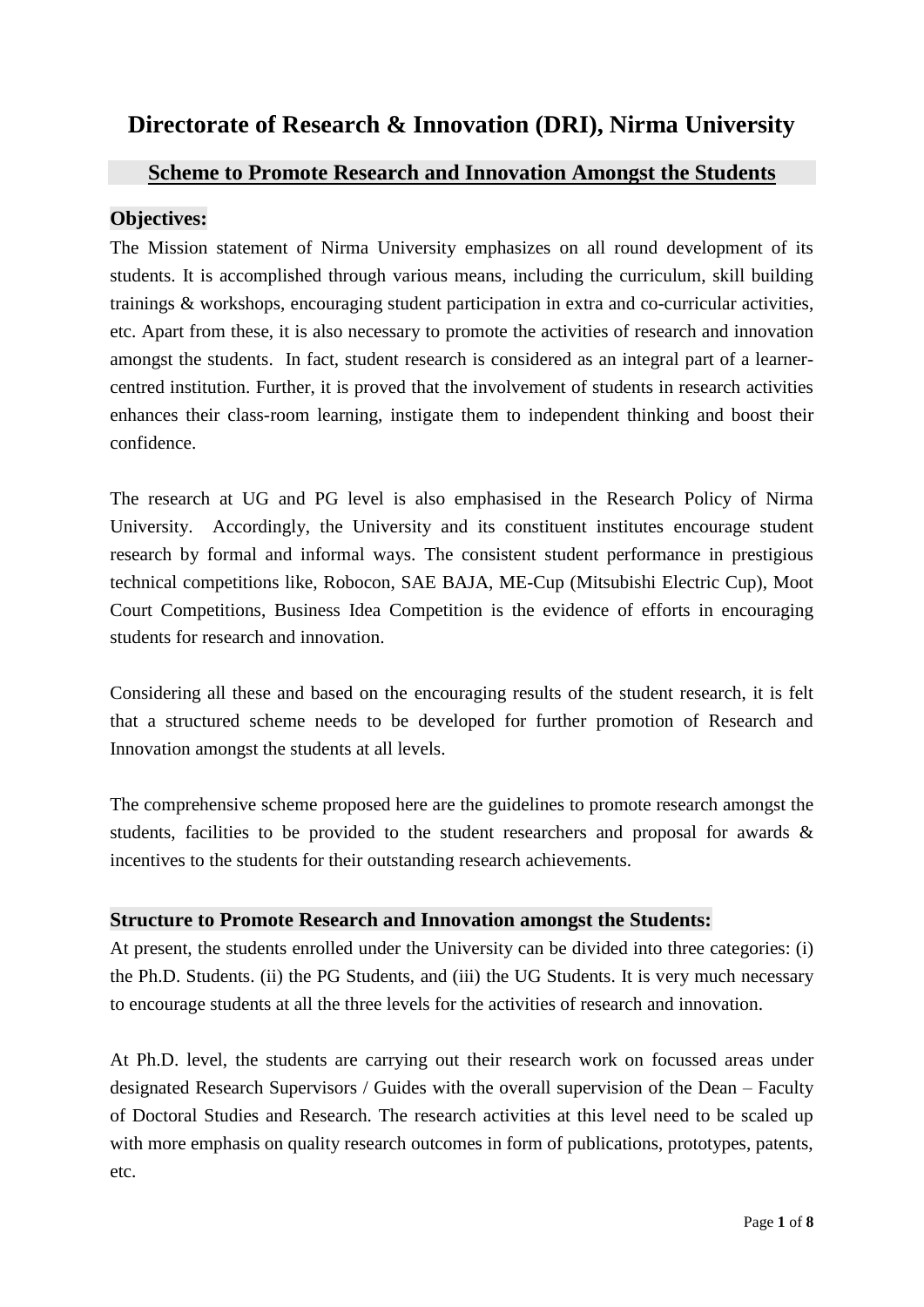# Directorate of Research & Innovation (DRI), Nirma University

## Scheme to Promote Research and Innovation Amongst the Students

### Objectives:

The Mission statement of Nirma University emphasizes on all round development of its students. It is accomplished through various means, including the curriculum, skill building trainings & workshops, encouraging student participation in extra and co-curricular activities, etc. Apart from these, it is also necessary to promote the activities of research and innovation amongst the students. In fact, student research is considered as an integral part of a learner-centred institution. Further, it is proved that the involvement of students in research activities enhances their class-room learning, instigate them to independent thinking and boost their confidence.

The research at UG and PG level is also emphasised in the Research Policy of Nirma University. Accordingly, the University and its constituent institutes encourage student research by formal and informal ways. The consistent student performance in prestigious technical competitions like, Robocon, SAE BAJA, ME-Cup (Mitsubishi Electric Cup), Moot Court Competitions, Business Idea Competition is the evidence of efforts in encouraging students for research and innovation.

Considering all these and based on the encouraging results of the student research, it is felt that a structured scheme needs to be developed for further promotion of Research and Innovation amongst the students at all levels.

The comprehensive scheme proposed here are the guidelines to promote research amongst the students, facilities to be provided to the student researchers and proposal for awards & incentives to the students for their outstanding research achievements.

### Structure to Promote Research and Innovation amongst the Students:

At present, the students enrolled under the University can be divided into three categories: (i) the Ph.D. Students. (ii) the PG Students, and (iii) the UG Students. It is very much necessary to encourage students at all the three levels for the activities of research and innovation.

At Ph.D. level, the students are carrying out their research work on focussed areas under designated Research Supervisors / Guides with the overall supervision of the Dean – Faculty of Doctoral Studies and Research. The research activities at this level need to be scaled up with more emphasis on quality research outcomes in form of publications, prototypes, patents, etc.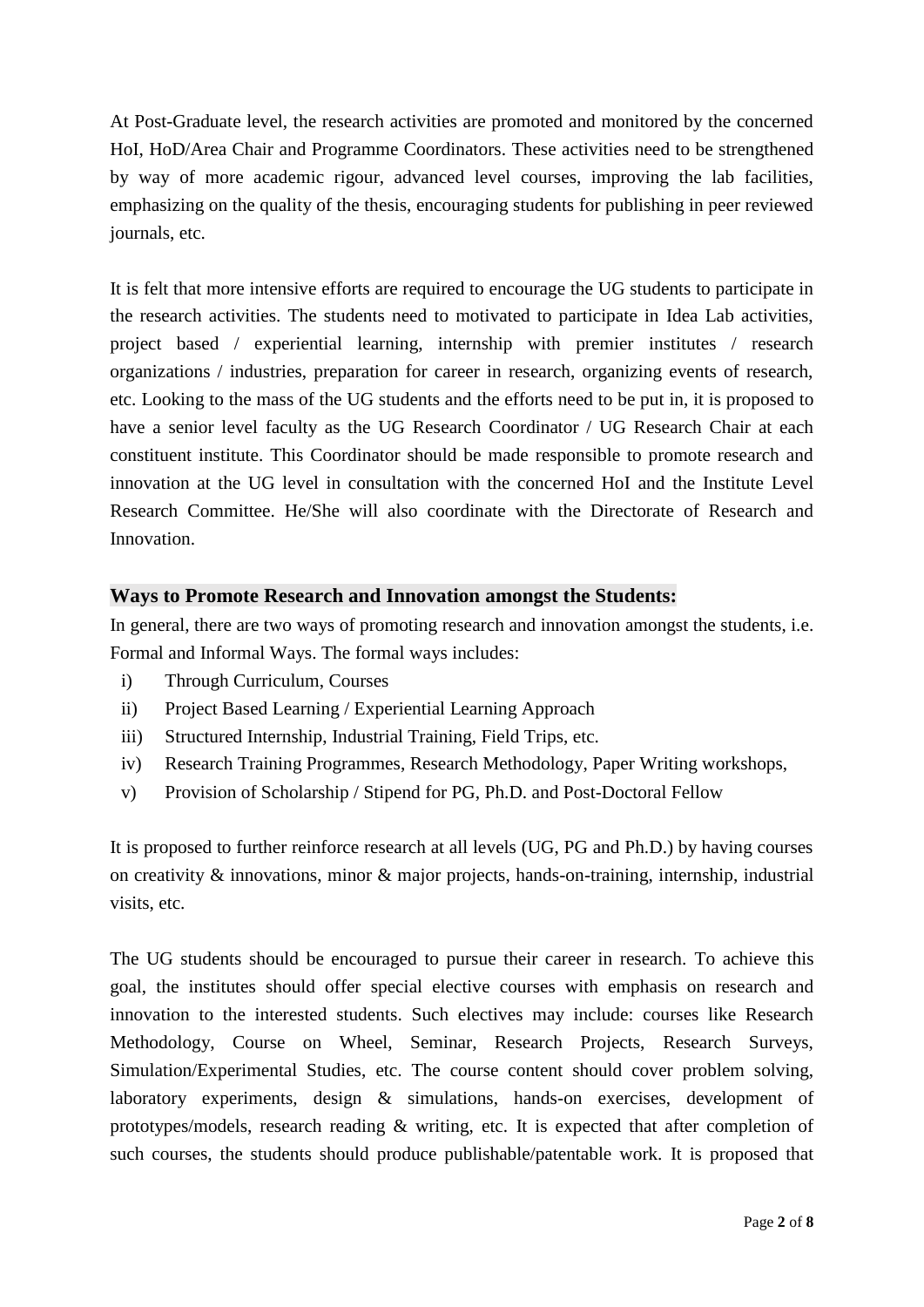At Post-Graduate level, the research activities are promoted and monitored by the concerned HoI, HoD/Area Chair and Programme Coordinators. These activities need to be strengthened by way of more academic rigour, advanced level courses, improving the lab facilities, emphasizing on the quality of the thesis, encouraging students for publishing in peer reviewed journals, etc.

It is felt that more intensive efforts are required to encourage the UG students to participate in the research activities. The students need to motivated to participate in Idea Lab activities, project based / experiential learning, internship with premier institutes / research organizations / industries, preparation for career in research, organizing events of research, etc. Looking to the mass of the UG students and the efforts need to be put in, it is proposed to have a senior level faculty as the UG Research Coordinator / UG Research Chair at each constituent institute. This Coordinator should be made responsible to promote research and innovation at the UG level in consultation with the concerned HoI and the Institute Level Research Committee. He/She will also coordinate with the Directorate of Research and Innovation.

### Ways to Promote Research and Innovation amongst the Students:

In general, there are two ways of promoting research and innovation amongst the students, i.e. Formal and Informal Ways. The formal ways includes:

i) Through Curriculum, Courses
ii) Project Based Learning / Experiential Learning Approach
iii) Structured Internship, Industrial Training, Field Trips, etc.
iv) Research Training Programmes, Research Methodology, Paper Writing workshops,
v) Provision of Scholarship / Stipend for PG, Ph.D. and Post-Doctoral Fellow

It is proposed to further reinforce research at all levels (UG, PG and Ph.D.) by having courses on creativity & innovations, minor & major projects, hands-on-training, internship, industrial visits, etc.

The UG students should be encouraged to pursue their career in research. To achieve this goal, the institutes should offer special elective courses with emphasis on research and innovation to the interested students. Such electives may include: courses like Research Methodology, Course on Wheel, Seminar, Research Projects, Research Surveys, Simulation/Experimental Studies, etc. The course content should cover problem solving, laboratory experiments, design & simulations, hands-on exercises, development of prototypes/models, research reading & writing, etc. It is expected that after completion of such courses, the students should produce publishable/patentable work. It is proposed that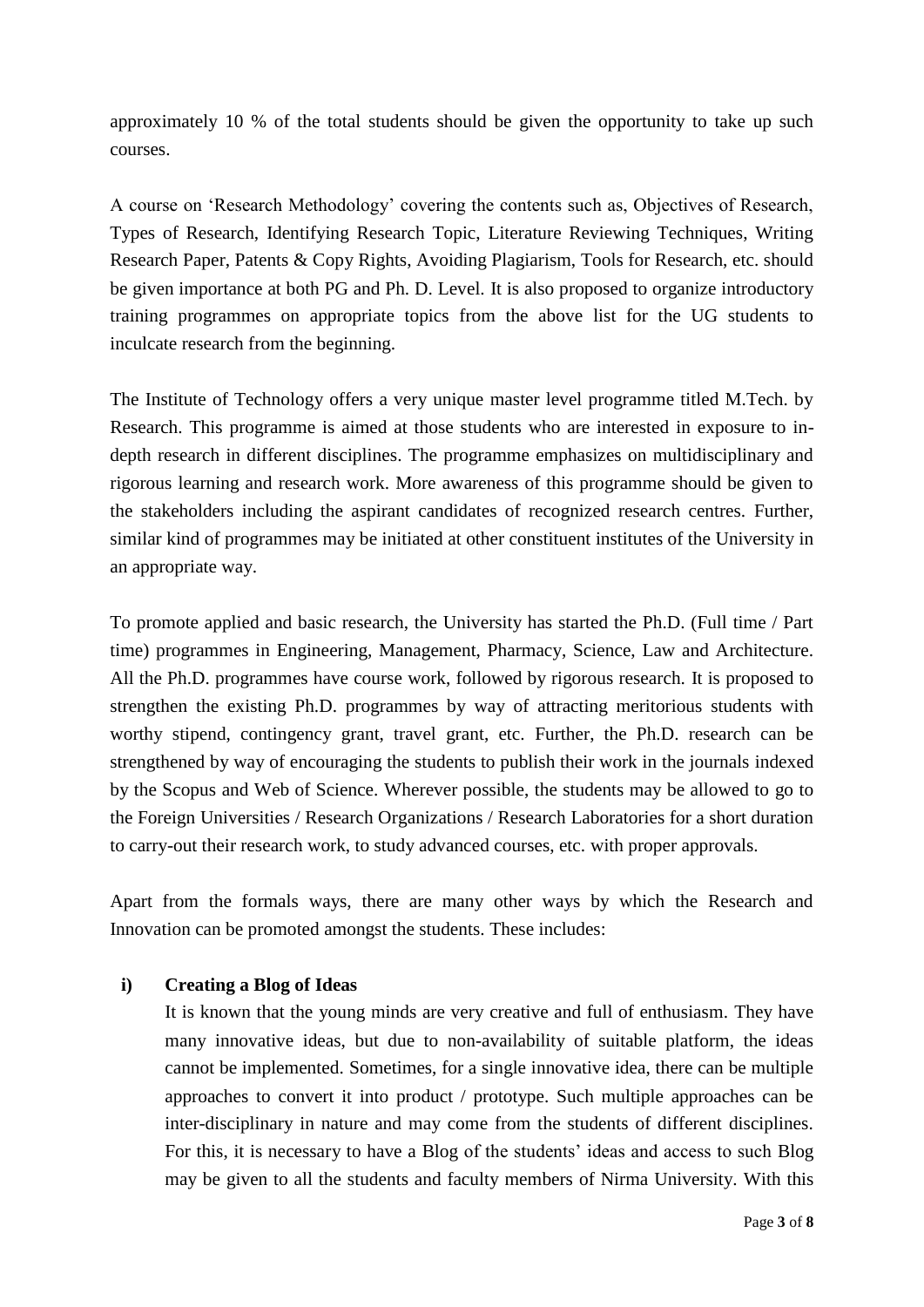approximately 10 % of the total students should be given the opportunity to take up such courses.

A course on 'Research Methodology' covering the contents such as, Objectives of Research, Types of Research, Identifying Research Topic, Literature Reviewing Techniques, Writing Research Paper, Patents & Copy Rights, Avoiding Plagiarism, Tools for Research, etc. should be given importance at both PG and Ph. D. Level. It is also proposed to organize introductory training programmes on appropriate topics from the above list for the UG students to inculcate research from the beginning.

The Institute of Technology offers a very unique master level programme titled M.Tech. by Research. This programme is aimed at those students who are interested in exposure to in-depth research in different disciplines. The programme emphasizes on multidisciplinary and rigorous learning and research work. More awareness of this programme should be given to the stakeholders including the aspirant candidates of recognized research centres. Further, similar kind of programmes may be initiated at other constituent institutes of the University in an appropriate way.

To promote applied and basic research, the University has started the Ph.D. (Full time / Part time) programmes in Engineering, Management, Pharmacy, Science, Law and Architecture. All the Ph.D. programmes have course work, followed by rigorous research. It is proposed to strengthen the existing Ph.D. programmes by way of attracting meritorious students with worthy stipend, contingency grant, travel grant, etc. Further, the Ph.D. research can be strengthened by way of encouraging the students to publish their work in the journals indexed by the Scopus and Web of Science. Wherever possible, the students may be allowed to go to the Foreign Universities / Research Organizations / Research Laboratories for a short duration to carry-out their research work, to study advanced courses, etc. with proper approvals.

Apart from the formals ways, there are many other ways by which the Research and Innovation can be promoted amongst the students. These includes:

**i) Creating a Blog of Ideas**

It is known that the young minds are very creative and full of enthusiasm. They have many innovative ideas, but due to non-availability of suitable platform, the ideas cannot be implemented. Sometimes, for a single innovative idea, there can be multiple approaches to convert it into product / prototype. Such multiple approaches can be inter-disciplinary in nature and may come from the students of different disciplines. For this, it is necessary to have a Blog of the students' ideas and access to such Blog may be given to all the students and faculty members of Nirma University. With this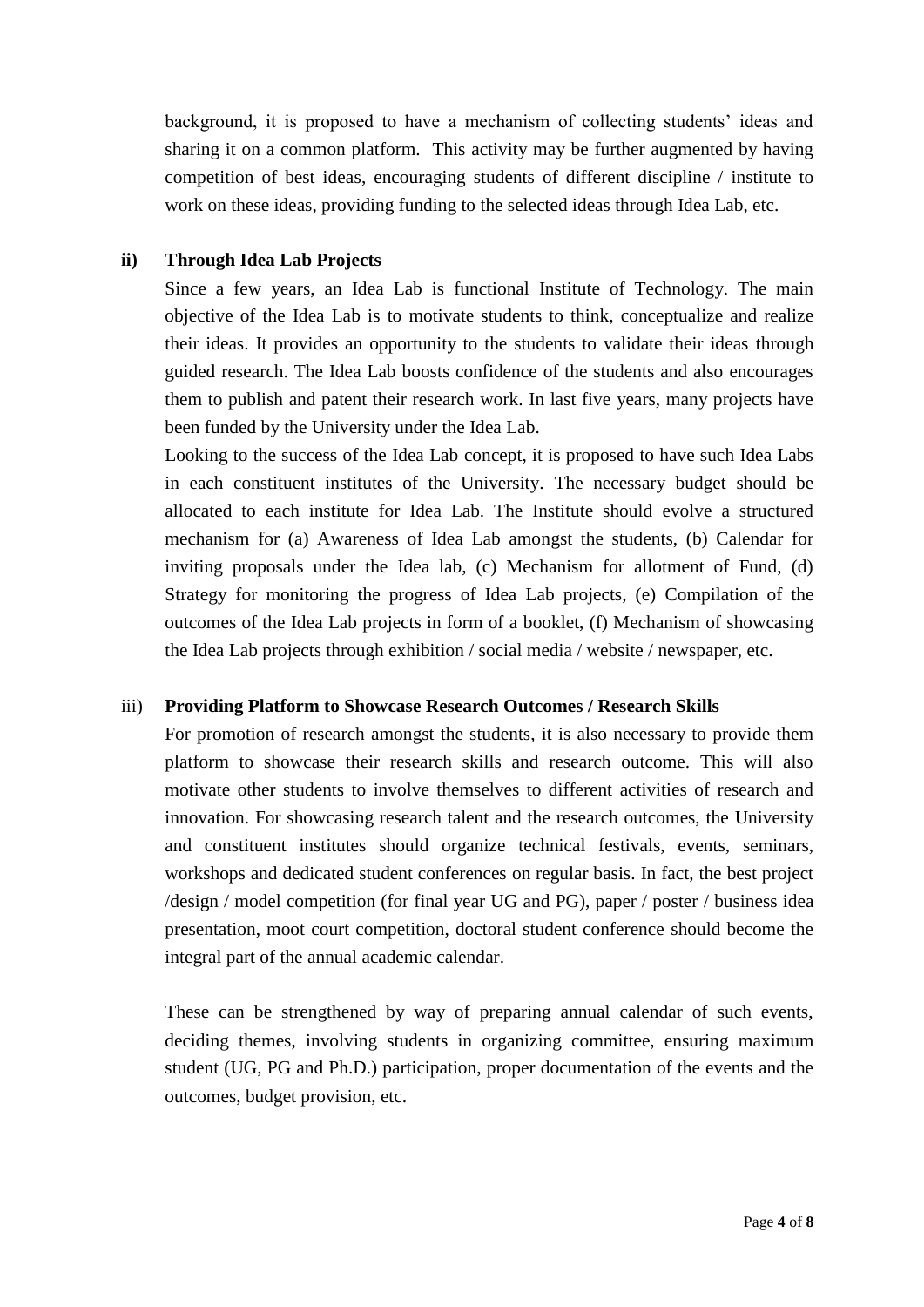background, it is proposed to have a mechanism of collecting students' ideas and sharing it on a common platform. This activity may be further augmented by having competition of best ideas, encouraging students of different discipline / institute to work on these ideas, providing funding to the selected ideas through Idea Lab, etc.

**ii) Through Idea Lab Projects**

Since a few years, an Idea Lab is functional Institute of Technology. The main objective of the Idea Lab is to motivate students to think, conceptualize and realize their ideas. It provides an opportunity to the students to validate their ideas through guided research. The Idea Lab boosts confidence of the students and also encourages them to publish and patent their research work. In last five years, many projects have been funded by the University under the Idea Lab.

Looking to the success of the Idea Lab concept, it is proposed to have such Idea Labs in each constituent institutes of the University. The necessary budget should be allocated to each institute for Idea Lab. The Institute should evolve a structured mechanism for (a) Awareness of Idea Lab amongst the students, (b) Calendar for inviting proposals under the Idea lab, (c) Mechanism for allotment of Fund, (d) Strategy for monitoring the progress of Idea Lab projects, (e) Compilation of the outcomes of the Idea Lab projects in form of a booklet, (f) Mechanism of showcasing the Idea Lab projects through exhibition / social media / website / newspaper, etc.

iii) **Providing Platform to Showcase Research Outcomes / Research Skills**

For promotion of research amongst the students, it is also necessary to provide them platform to showcase their research skills and research outcome. This will also motivate other students to involve themselves to different activities of research and innovation. For showcasing research talent and the research outcomes, the University and constituent institutes should organize technical festivals, events, seminars, workshops and dedicated student conferences on regular basis. In fact, the best project /design / model competition (for final year UG and PG), paper / poster / business idea presentation, moot court competition, doctoral student conference should become the integral part of the annual academic calendar.

These can be strengthened by way of preparing annual calendar of such events, deciding themes, involving students in organizing committee, ensuring maximum student (UG, PG and Ph.D.) participation, proper documentation of the events and the outcomes, budget provision, etc.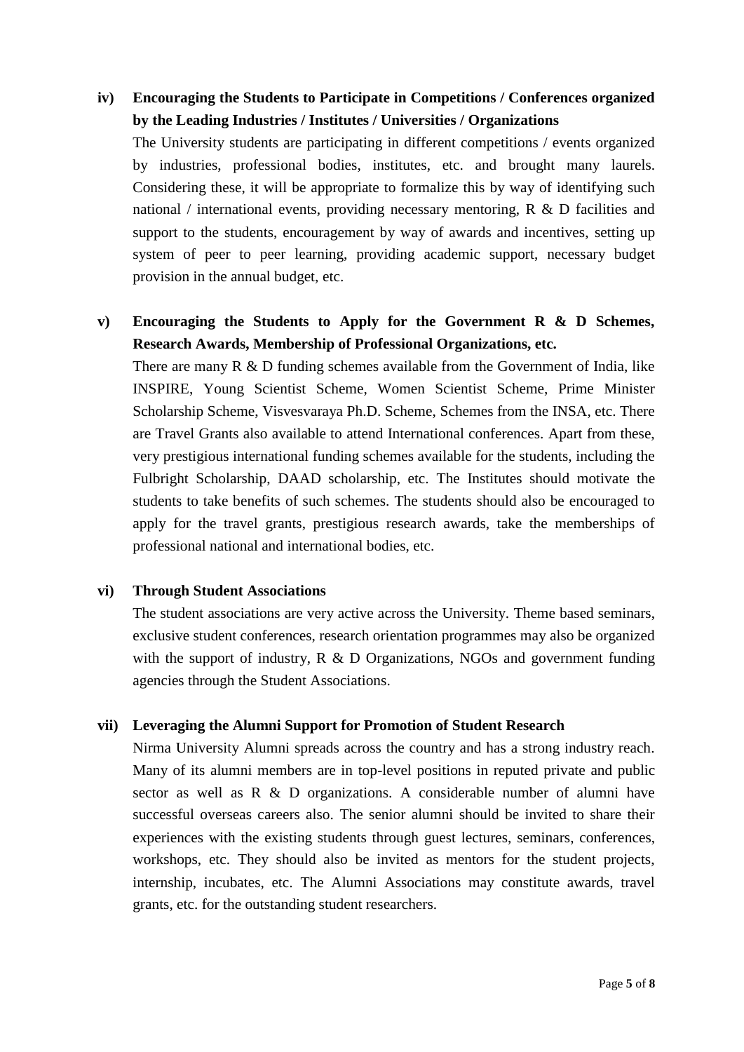**iv) Encouraging the Students to Participate in Competitions / Conferences organized by the Leading Industries / Institutes / Universities / Organizations**

The University students are participating in different competitions / events organized by industries, professional bodies, institutes, etc. and brought many laurels. Considering these, it will be appropriate to formalize this by way of identifying such national / international events, providing necessary mentoring, R & D facilities and support to the students, encouragement by way of awards and incentives, setting up system of peer to peer learning, providing academic support, necessary budget provision in the annual budget, etc.

**v) Encouraging the Students to Apply for the Government R & D Schemes, Research Awards, Membership of Professional Organizations, etc.**

There are many R & D funding schemes available from the Government of India, like INSPIRE, Young Scientist Scheme, Women Scientist Scheme, Prime Minister Scholarship Scheme, Visvesvaraya Ph.D. Scheme, Schemes from the INSA, etc. There are Travel Grants also available to attend International conferences. Apart from these, very prestigious international funding schemes available for the students, including the Fulbright Scholarship, DAAD scholarship, etc. The Institutes should motivate the students to take benefits of such schemes. The students should also be encouraged to apply for the travel grants, prestigious research awards, take the memberships of professional national and international bodies, etc.

**vi) Through Student Associations**

The student associations are very active across the University. Theme based seminars, exclusive student conferences, research orientation programmes may also be organized with the support of industry, R & D Organizations, NGOs and government funding agencies through the Student Associations.

**vii) Leveraging the Alumni Support for Promotion of Student Research**

Nirma University Alumni spreads across the country and has a strong industry reach. Many of its alumni members are in top-level positions in reputed private and public sector as well as R & D organizations. A considerable number of alumni have successful overseas careers also. The senior alumni should be invited to share their experiences with the existing students through guest lectures, seminars, conferences, workshops, etc. They should also be invited as mentors for the student projects, internship, incubates, etc. The Alumni Associations may constitute awards, travel grants, etc. for the outstanding student researchers.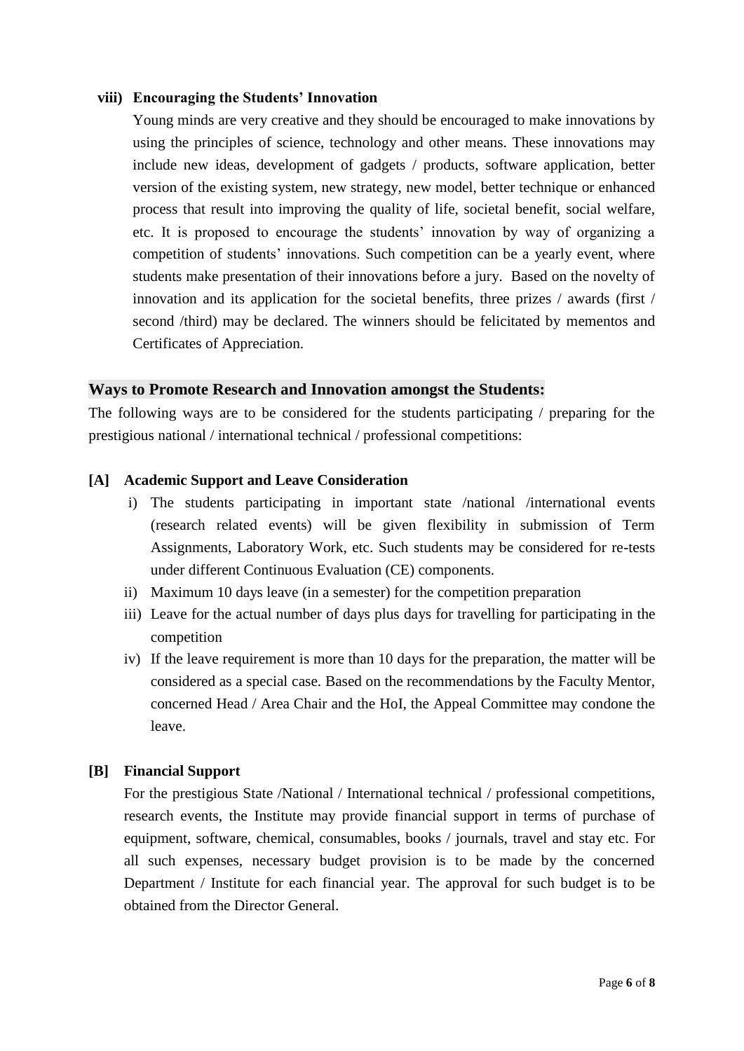**viii) Encouraging the Students' Innovation**

Young minds are very creative and they should be encouraged to make innovations by using the principles of science, technology and other means. These innovations may include new ideas, development of gadgets / products, software application, better version of the existing system, new strategy, new model, better technique or enhanced process that result into improving the quality of life, societal benefit, social welfare, etc. It is proposed to encourage the students' innovation by way of organizing a competition of students' innovations. Such competition can be a yearly event, where students make presentation of their innovations before a jury. Based on the novelty of innovation and its application for the societal benefits, three prizes / awards (first / second /third) may be declared. The winners should be felicitated by mementos and Certificates of Appreciation.

## Ways to Promote Research and Innovation amongst the Students:

The following ways are to be considered for the students participating / preparing for the prestigious national / international technical / professional competitions:

**[A] Academic Support and Leave Consideration**

i) The students participating in important state /national /international events (research related events) will be given flexibility in submission of Term Assignments, Laboratory Work, etc. Such students may be considered for re-tests under different Continuous Evaluation (CE) components.

ii) Maximum 10 days leave (in a semester) for the competition preparation

iii) Leave for the actual number of days plus days for travelling for participating in the competition

iv) If the leave requirement is more than 10 days for the preparation, the matter will be considered as a special case. Based on the recommendations by the Faculty Mentor, concerned Head / Area Chair and the HoI, the Appeal Committee may condone the leave.

**[B] Financial Support**

For the prestigious State /National / International technical / professional competitions, research events, the Institute may provide financial support in terms of purchase of equipment, software, chemical, consumables, books / journals, travel and stay etc. For all such expenses, necessary budget provision is to be made by the concerned Department / Institute for each financial year. The approval for such budget is to be obtained from the Director General.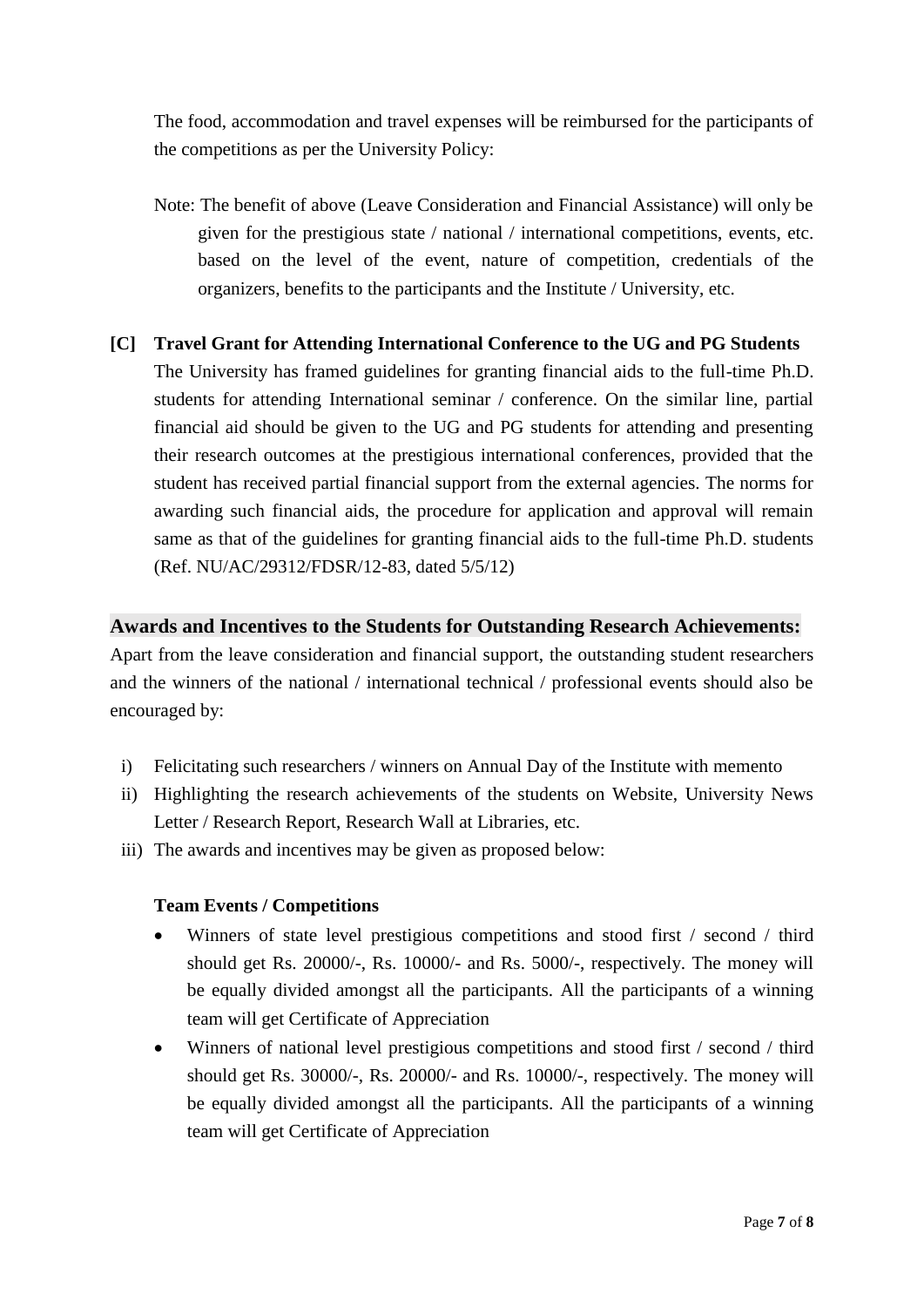The food, accommodation and travel expenses will be reimbursed for the participants of the competitions as per the University Policy:

Note: The benefit of above (Leave Consideration and Financial Assistance) will only be given for the prestigious state / national / international competitions, events, etc. based on the level of the event, nature of competition, credentials of the organizers, benefits to the participants and the Institute / University, etc.

**[C] Travel Grant for Attending International Conference to the UG and PG Students**

The University has framed guidelines for granting financial aids to the full-time Ph.D. students for attending International seminar / conference. On the similar line, partial financial aid should be given to the UG and PG students for attending and presenting their research outcomes at the prestigious international conferences, provided that the student has received partial financial support from the external agencies. The norms for awarding such financial aids, the procedure for application and approval will remain same as that of the guidelines for granting financial aids to the full-time Ph.D. students (Ref. NU/AC/29312/FDSR/12-83, dated 5/5/12)

## Awards and Incentives to the Students for Outstanding Research Achievements:

Apart from the leave consideration and financial support, the outstanding student researchers and the winners of the national / international technical / professional events should also be encouraged by:

i) Felicitating such researchers / winners on Annual Day of the Institute with memento
ii) Highlighting the research achievements of the students on Website, University News Letter / Research Report, Research Wall at Libraries, etc.
iii) The awards and incentives may be given as proposed below:

**Team Events / Competitions**

- Winners of state level prestigious competitions and stood first / second / third should get Rs. 20000/-, Rs. 10000/- and Rs. 5000/-, respectively. The money will be equally divided amongst all the participants. All the participants of a winning team will get Certificate of Appreciation
- Winners of national level prestigious competitions and stood first / second / third should get Rs. 30000/-, Rs. 20000/- and Rs. 10000/-, respectively. The money will be equally divided amongst all the participants. All the participants of a winning team will get Certificate of Appreciation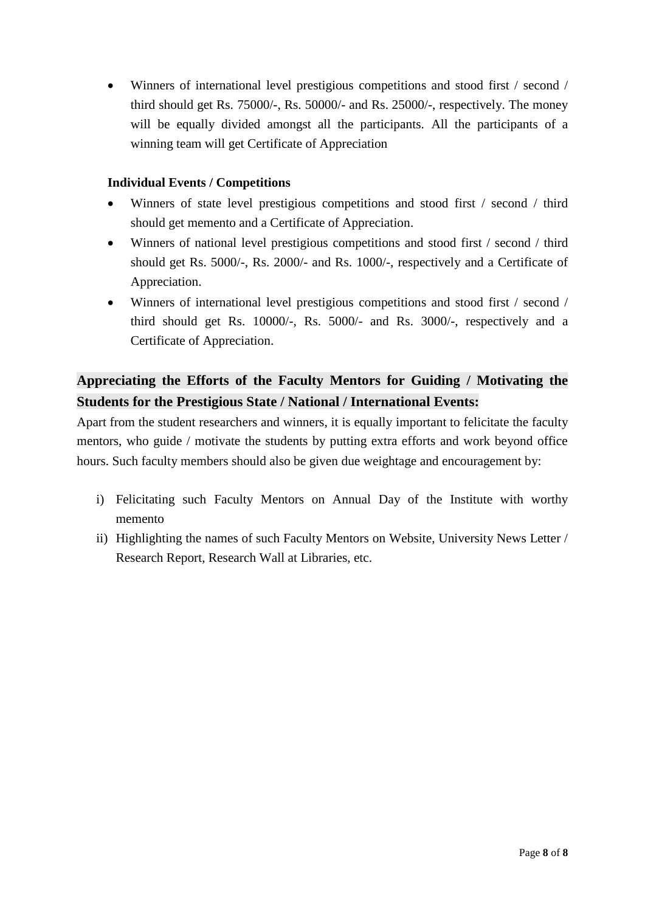- Winners of international level prestigious competitions and stood first / second / third should get Rs. 75000/-, Rs. 50000/- and Rs. 25000/-, respectively. The money will be equally divided amongst all the participants. All the participants of a winning team will get Certificate of Appreciation

**Individual Events / Competitions**

- Winners of state level prestigious competitions and stood first / second / third should get memento and a Certificate of Appreciation.
- Winners of national level prestigious competitions and stood first / second / third should get Rs. 5000/-, Rs. 2000/- and Rs. 1000/-, respectively and a Certificate of Appreciation.
- Winners of international level prestigious competitions and stood first / second / third should get Rs. 10000/-, Rs. 5000/- and Rs. 3000/-, respectively and a Certificate of Appreciation.

## Appreciating the Efforts of the Faculty Mentors for Guiding / Motivating the Students for the Prestigious State / National / International Events:

Apart from the student researchers and winners, it is equally important to felicitate the faculty mentors, who guide / motivate the students by putting extra efforts and work beyond office hours. Such faculty members should also be given due weightage and encouragement by:

i) Felicitating such Faculty Mentors on Annual Day of the Institute with worthy memento
ii) Highlighting the names of such Faculty Mentors on Website, University News Letter / Research Report, Research Wall at Libraries, etc.